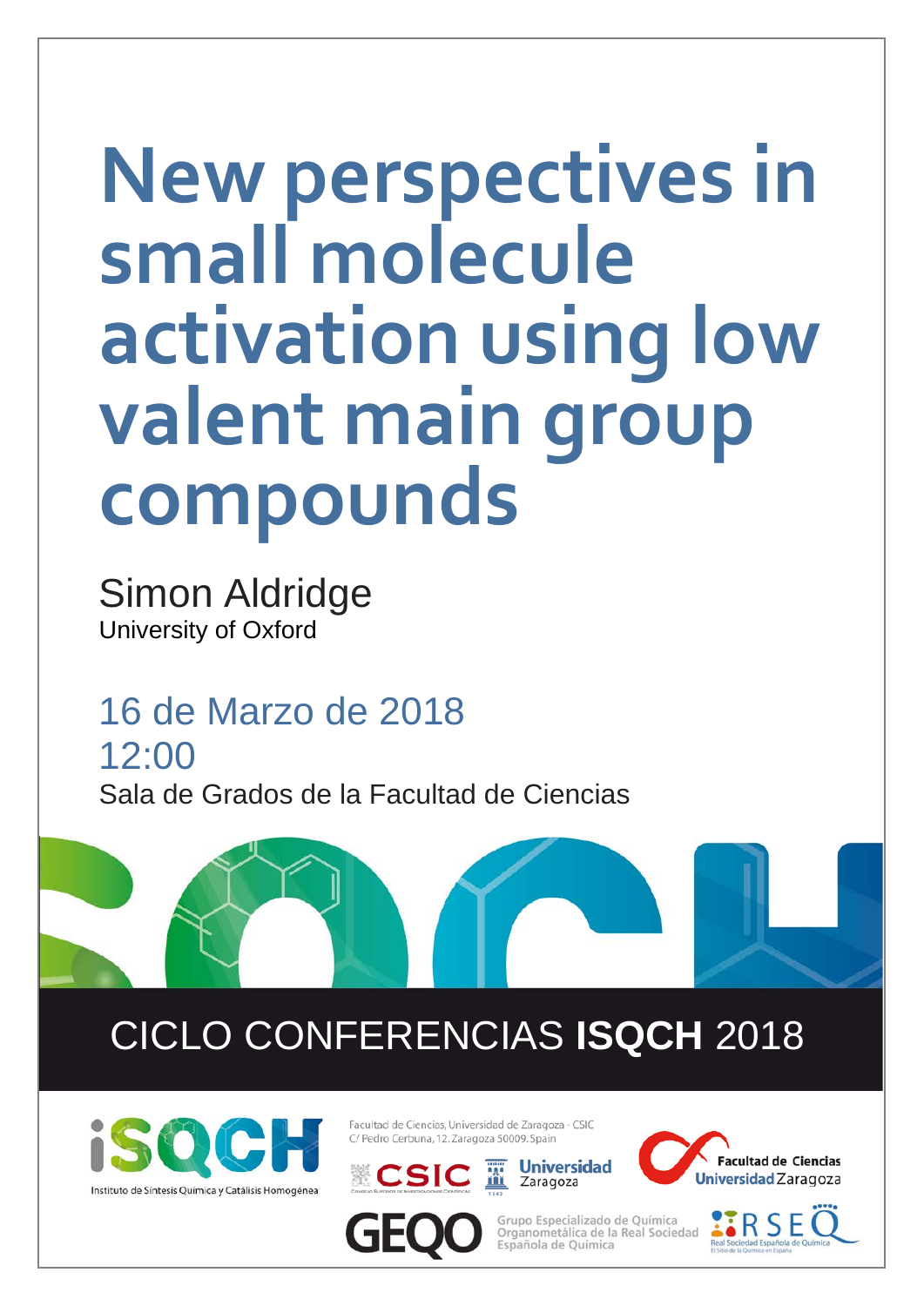# New perspectives in small molecule activation using low valent main group compounds

Simon Aldridge
University of Oxford

16 de Marzo de 2018
12:00
Sala de Grados de la Facultad de Ciencias

## CICLO CONFERENCIAS **ISQCH** 2018

Instituto de Síntesis Química y Catálisis Homogénea

Facultad de Ciencias, Universidad de Zaragoza - CSIC
C/ Pedro Cerbuna, 12. Zaragoza 50009. Spain

CSIC
Universidad Zaragoza
Facultad de Ciencias Universidad Zaragoza

GEQO
Grupo Especializado de Química Organometálica de la Real Sociedad Española de Química

RSEQ
Real Sociedad Española de Química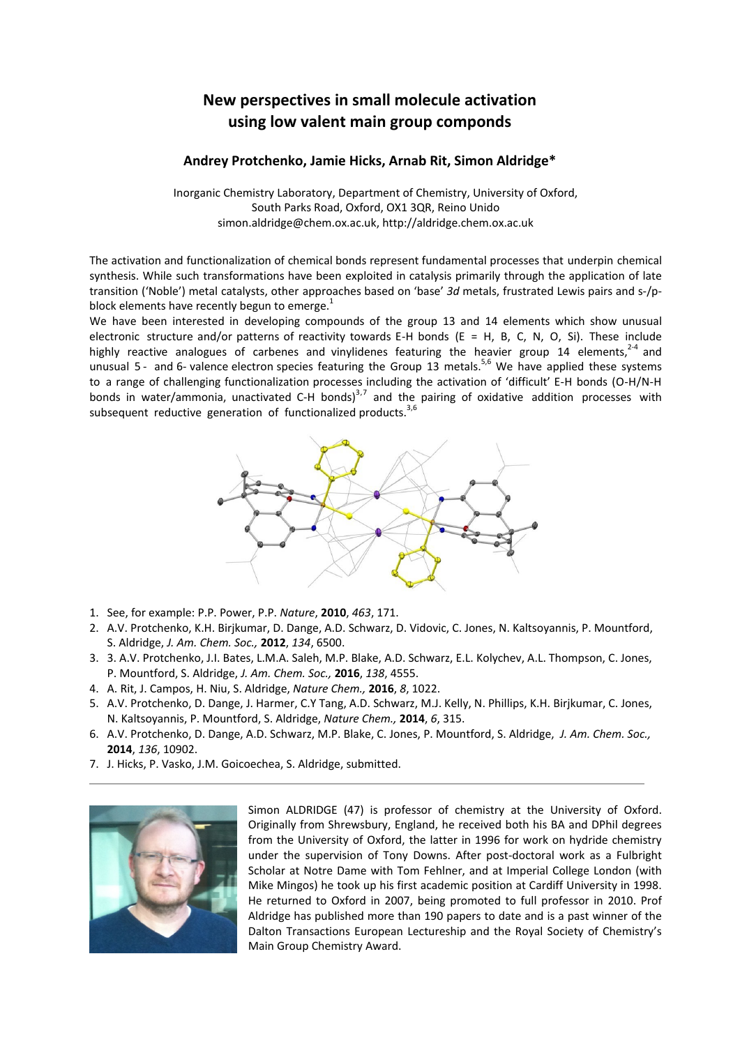# New perspectives in small molecule activation using low valent main group componds

**Andrey Protchenko, Jamie Hicks, Arnab Rit, Simon Aldridge***

Inorganic Chemistry Laboratory, Department of Chemistry, University of Oxford, South Parks Road, Oxford, OX1 3QR, Reino Unido
simon.aldridge@chem.ox.ac.uk, http://aldridge.chem.ox.ac.uk

The activation and functionalization of chemical bonds represent fundamental processes that underpin chemical synthesis. While such transformations have been exploited in catalysis primarily through the application of late transition ('Noble') metal catalysts, other approaches based on 'base' *3d* metals, frustrated Lewis pairs and s-/p-block elements have recently begun to emerge.[1]

We have been interested in developing compounds of the group 13 and 14 elements which show unusual electronic structure and/or patterns of reactivity towards E-H bonds (E = H, B, C, N, O, Si). These include highly reactive analogues of carbenes and vinylidenes featuring the heavier group 14 elements,[2-4] and unusual 5- and 6- valence electron species featuring the Group 13 metals.[5,6] We have applied these systems to a range of challenging functionalization processes including the activation of 'difficult' E-H bonds (O-H/N-H bonds in water/ammonia, unactivated C-H bonds)[3,7] and the pairing of oxidative addition processes with subsequent reductive generation of functionalized products.[3,6]

1. See, for example: P.P. Power, P.P. *Nature*, **2010**, *463*, 171.
2. A.V. Protchenko, K.H. Birjkumar, D. Dange, A.D. Schwarz, D. Vidovic, C. Jones, N. Kaltsoyannis, P. Mountford, S. Aldridge, *J. Am. Chem. Soc.,* **2012**, *134*, 6500.
3. 3. A.V. Protchenko, J.I. Bates, L.M.A. Saleh, M.P. Blake, A.D. Schwarz, E.L. Kolychev, A.L. Thompson, C. Jones, P. Mountford, S. Aldridge, *J. Am. Chem. Soc.,* **2016**, *138*, 4555.
4. A. Rit, J. Campos, H. Niu, S. Aldridge, *Nature Chem.,* **2016**, *8*, 1022.
5. A.V. Protchenko, D. Dange, J. Harmer, C.Y Tang, A.D. Schwarz, M.J. Kelly, N. Phillips, K.H. Birjkumar, C. Jones, N. Kaltsoyannis, P. Mountford, S. Aldridge, *Nature Chem.,* **2014**, *6*, 315.
6. A.V. Protchenko, D. Dange, A.D. Schwarz, M.P. Blake, C. Jones, P. Mountford, S. Aldridge, *J. Am. Chem. Soc.,* **2014**, *136*, 10902.
7. J. Hicks, P. Vasko, J.M. Goicoechea, S. Aldridge, submitted.

Simon ALDRIDGE (47) is professor of chemistry at the University of Oxford. Originally from Shrewsbury, England, he received both his BA and DPhil degrees from the University of Oxford, the latter in 1996 for work on hydride chemistry under the supervision of Tony Downs. After post-doctoral work as a Fulbright Scholar at Notre Dame with Tom Fehlner, and at Imperial College London (with Mike Mingos) he took up his first academic position at Cardiff University in 1998. He returned to Oxford in 2007, being promoted to full professor in 2010. Prof Aldridge has published more than 190 papers to date and is a past winner of the Dalton Transactions European Lectureship and the Royal Society of Chemistry's Main Group Chemistry Award.